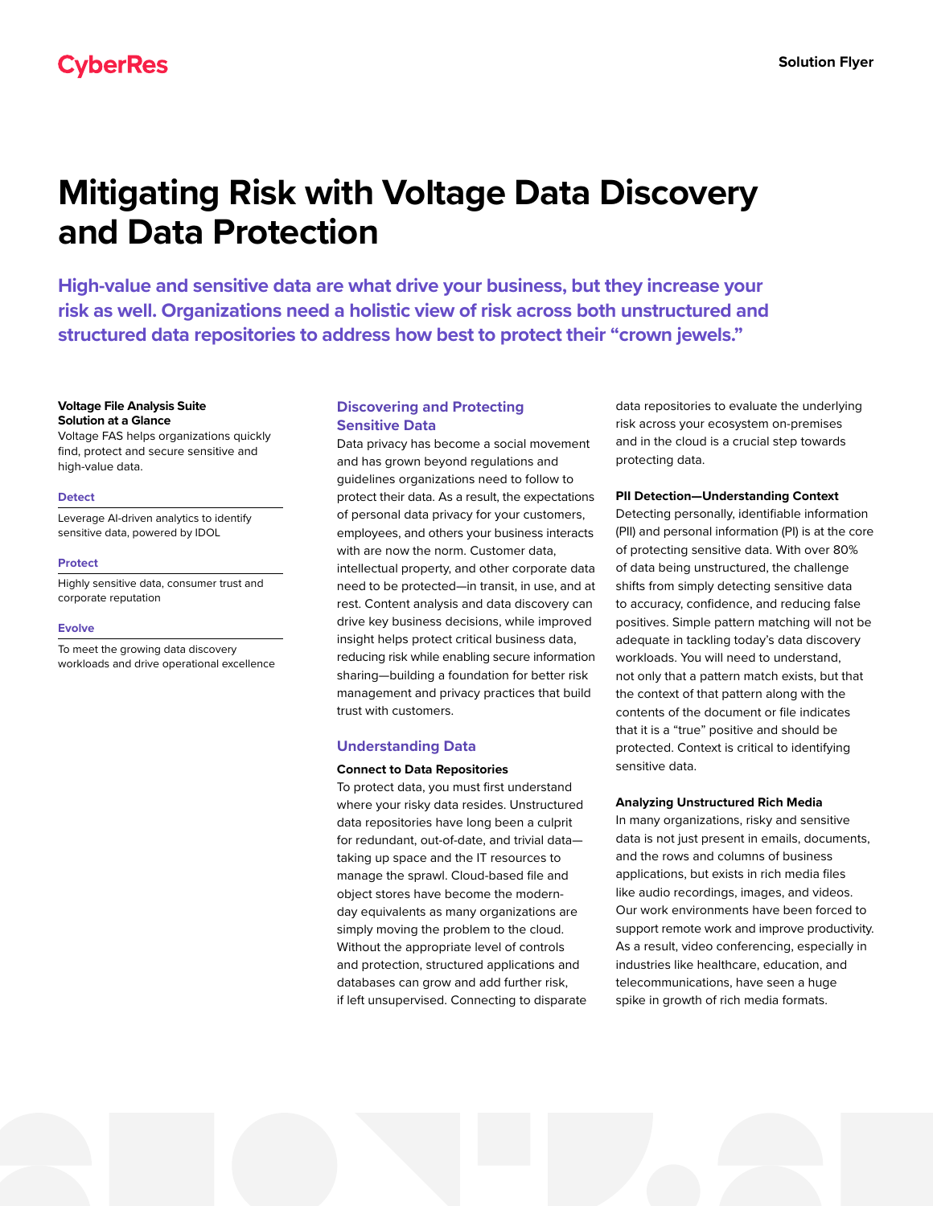CyberRes

Solution Flyer

# Mitigating Risk with Voltage Data Discovery and Data Protection

**High-value and sensitive data are what drive your business, but they increase your risk as well. Organizations need a holistic view of risk across both unstructured and structured data repositories to address how best to protect their "crown jewels."**

**Voltage File Analysis Suite Solution at a Glance**

Voltage FAS helps organizations quickly find, protect and secure sensitive and high-value data.

**Detect**

Leverage AI-driven analytics to identify sensitive data, powered by IDOL

**Protect**

Highly sensitive data, consumer trust and corporate reputation

**Evolve**

To meet the growing data discovery workloads and drive operational excellence

## Discovering and Protecting Sensitive Data

Data privacy has become a social movement and has grown beyond regulations and guidelines organizations need to follow to protect their data. As a result, the expectations of personal data privacy for your customers, employees, and others your business interacts with are now the norm. Customer data, intellectual property, and other corporate data need to be protected—in transit, in use, and at rest. Content analysis and data discovery can drive key business decisions, while improved insight helps protect critical business data, reducing risk while enabling secure information sharing—building a foundation for better risk management and privacy practices that build trust with customers.

## Understanding Data

### Connect to Data Repositories

To protect data, you must first understand where your risky data resides. Unstructured data repositories have long been a culprit for redundant, out-of-date, and trivial data—taking up space and the IT resources to manage the sprawl. Cloud-based file and object stores have become the modern-day equivalents as many organizations are simply moving the problem to the cloud. Without the appropriate level of controls and protection, structured applications and databases can grow and add further risk, if left unsupervised. Connecting to disparate data repositories to evaluate the underlying risk across your ecosystem on-premises and in the cloud is a crucial step towards protecting data.

### PII Detection—Understanding Context

Detecting personally, identifiable information (PII) and personal information (PI) is at the core of protecting sensitive data. With over 80% of data being unstructured, the challenge shifts from simply detecting sensitive data to accuracy, confidence, and reducing false positives. Simple pattern matching will not be adequate in tackling today's data discovery workloads. You will need to understand, not only that a pattern match exists, but that the context of that pattern along with the contents of the document or file indicates that it is a "true" positive and should be protected. Context is critical to identifying sensitive data.

### Analyzing Unstructured Rich Media

In many organizations, risky and sensitive data is not just present in emails, documents, and the rows and columns of business applications, but exists in rich media files like audio recordings, images, and videos. Our work environments have been forced to support remote work and improve productivity. As a result, video conferencing, especially in industries like healthcare, education, and telecommunications, have seen a huge spike in growth of rich media formats.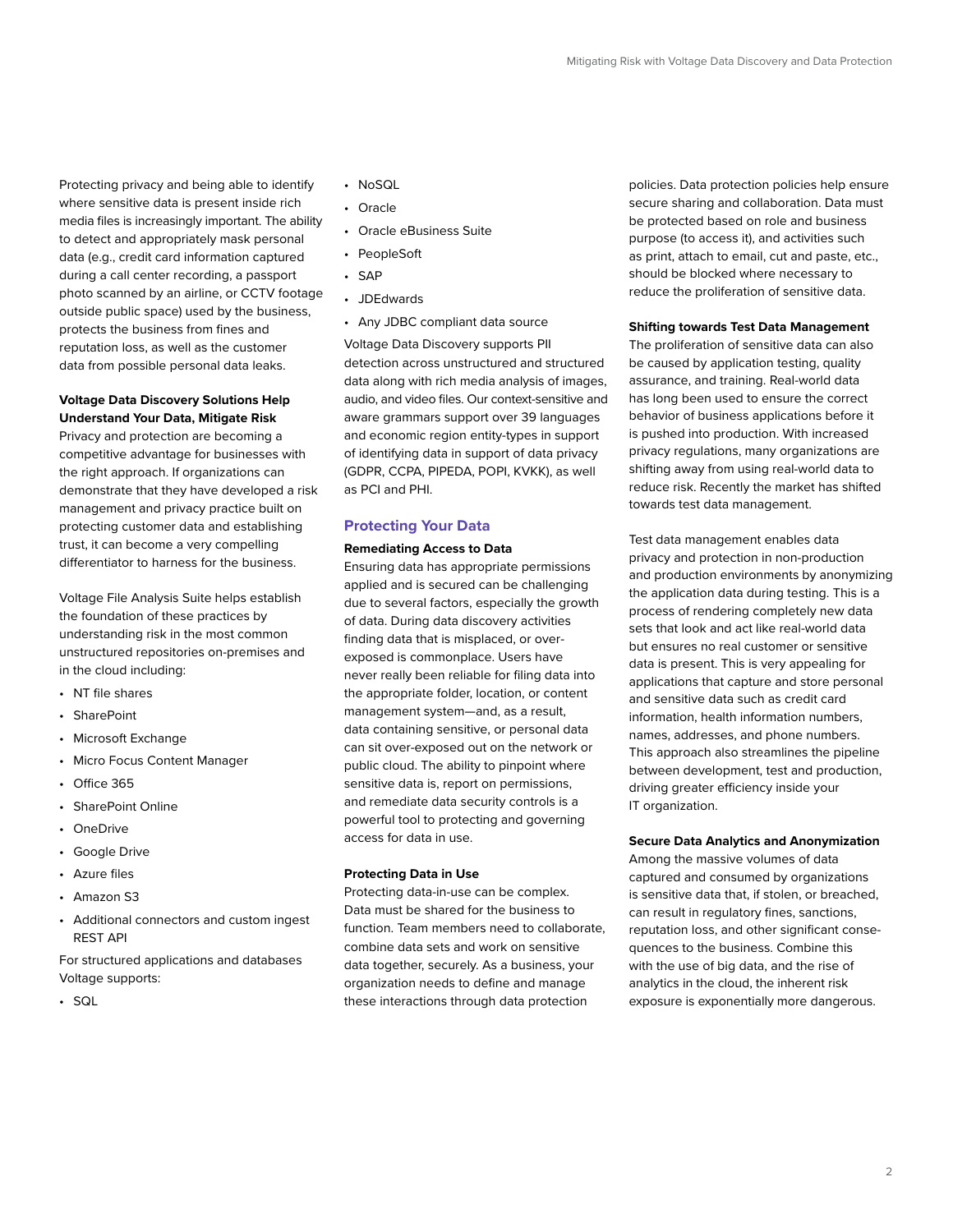Protecting privacy and being able to identify where sensitive data is present inside rich media files is increasingly important. The ability to detect and appropriately mask personal data (e.g., credit card information captured during a call center recording, a passport photo scanned by an airline, or CCTV footage outside public space) used by the business, protects the business from fines and reputation loss, as well as the customer data from possible personal data leaks.

**Voltage Data Discovery Solutions Help Understand Your Data, Mitigate Risk**

Privacy and protection are becoming a competitive advantage for businesses with the right approach. If organizations can demonstrate that they have developed a risk management and privacy practice built on protecting customer data and establishing trust, it can become a very compelling differentiator to harness for the business.

Voltage File Analysis Suite helps establish the foundation of these practices by understanding risk in the most common unstructured repositories on-premises and in the cloud including:

- NT file shares
- SharePoint
- Microsoft Exchange
- Micro Focus Content Manager
- Office 365
- SharePoint Online
- OneDrive
- Google Drive
- Azure files
- Amazon S3
- Additional connectors and custom ingest REST API

For structured applications and databases Voltage supports:

- SQL
- NoSQL
- Oracle
- Oracle eBusiness Suite
- PeopleSoft
- SAP
- JDEdwards
- Any JDBC compliant data source

Voltage Data Discovery supports PII detection across unstructured and structured data along with rich media analysis of images, audio, and video files. Our context-sensitive and aware grammars support over 39 languages and economic region entity-types in support of identifying data in support of data privacy (GDPR, CCPA, PIPEDA, POPI, KVKK), as well as PCI and PHI.

## Protecting Your Data

**Remediating Access to Data**

Ensuring data has appropriate permissions applied and is secured can be challenging due to several factors, especially the growth of data. During data discovery activities finding data that is misplaced, or over-exposed is commonplace. Users have never really been reliable for filing data into the appropriate folder, location, or content management system—and, as a result, data containing sensitive, or personal data can sit over-exposed out on the network or public cloud. The ability to pinpoint where sensitive data is, report on permissions, and remediate data security controls is a powerful tool to protecting and governing access for data in use.

**Protecting Data in Use**

Protecting data-in-use can be complex. Data must be shared for the business to function. Team members need to collaborate, combine data sets and work on sensitive data together, securely. As a business, your organization needs to define and manage these interactions through data protection policies. Data protection policies help ensure secure sharing and collaboration. Data must be protected based on role and business purpose (to access it), and activities such as print, attach to email, cut and paste, etc., should be blocked where necessary to reduce the proliferation of sensitive data.

**Shifting towards Test Data Management**

The proliferation of sensitive data can also be caused by application testing, quality assurance, and training. Real-world data has long been used to ensure the correct behavior of business applications before it is pushed into production. With increased privacy regulations, many organizations are shifting away from using real-world data to reduce risk. Recently the market has shifted towards test data management.

Test data management enables data privacy and protection in non-production and production environments by anonymizing the application data during testing. This is a process of rendering completely new data sets that look and act like real-world data but ensures no real customer or sensitive data is present. This is very appealing for applications that capture and store personal and sensitive data such as credit card information, health information numbers, names, addresses, and phone numbers. This approach also streamlines the pipeline between development, test and production, driving greater efficiency inside your IT organization.

**Secure Data Analytics and Anonymization**

Among the massive volumes of data captured and consumed by organizations is sensitive data that, if stolen, or breached, can result in regulatory fines, sanctions, reputation loss, and other significant consequences to the business. Combine this with the use of big data, and the rise of analytics in the cloud, the inherent risk exposure is exponentially more dangerous.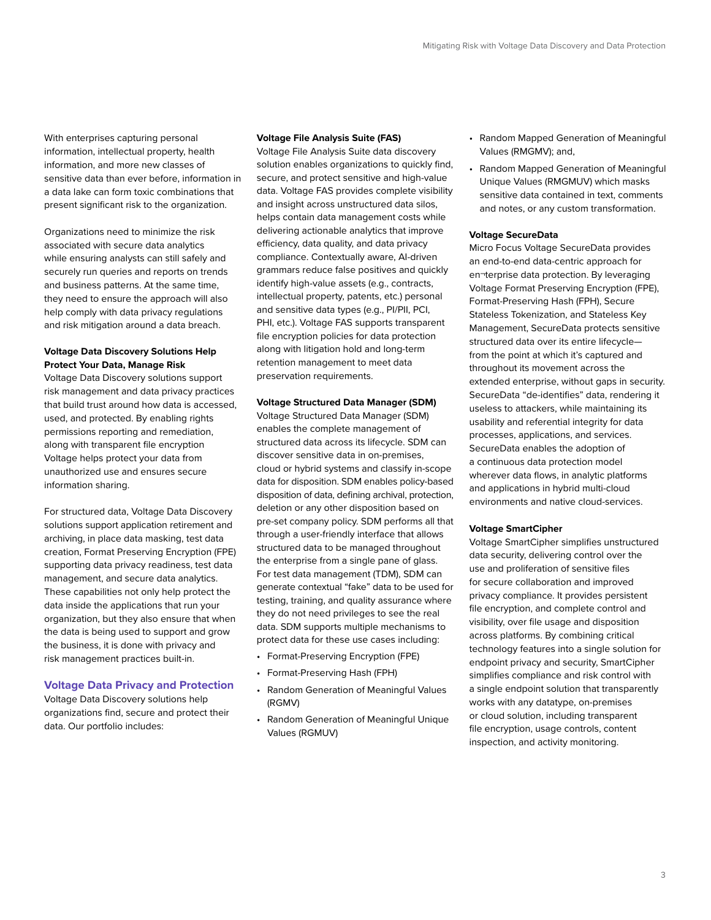With enterprises capturing personal information, intellectual property, health information, and more new classes of sensitive data than ever before, information in a data lake can form toxic combinations that present significant risk to the organization.

Organizations need to minimize the risk associated with secure data analytics while ensuring analysts can still safely and securely run queries and reports on trends and business patterns. At the same time, they need to ensure the approach will also help comply with data privacy regulations and risk mitigation around a data breach.

**Voltage Data Discovery Solutions Help Protect Your Data, Manage Risk**

Voltage Data Discovery solutions support risk management and data privacy practices that build trust around how data is accessed, used, and protected. By enabling rights permissions reporting and remediation, along with transparent file encryption Voltage helps protect your data from unauthorized use and ensures secure information sharing.

For structured data, Voltage Data Discovery solutions support application retirement and archiving, in place data masking, test data creation, Format Preserving Encryption (FPE) supporting data privacy readiness, test data management, and secure data analytics. These capabilities not only help protect the data inside the applications that run your organization, but they also ensure that when the data is being used to support and grow the business, it is done with privacy and risk management practices built-in.

## Voltage Data Privacy and Protection

Voltage Data Discovery solutions help organizations find, secure and protect their data. Our portfolio includes:

**Voltage File Analysis Suite (FAS)**

Voltage File Analysis Suite data discovery solution enables organizations to quickly find, secure, and protect sensitive and high-value data. Voltage FAS provides complete visibility and insight across unstructured data silos, helps contain data management costs while delivering actionable analytics that improve efficiency, data quality, and data privacy compliance. Contextually aware, AI-driven grammars reduce false positives and quickly identify high-value assets (e.g., contracts, intellectual property, patents, etc.) personal and sensitive data types (e.g., PI/PII, PCI, PHI, etc.). Voltage FAS supports transparent file encryption policies for data protection along with litigation hold and long-term retention management to meet data preservation requirements.

**Voltage Structured Data Manager (SDM)**

Voltage Structured Data Manager (SDM) enables the complete management of structured data across its lifecycle. SDM can discover sensitive data in on-premises, cloud or hybrid systems and classify in-scope data for disposition. SDM enables policy-based disposition of data, defining archival, protection, deletion or any other disposition based on pre-set company policy. SDM performs all that through a user-friendly interface that allows structured data to be managed throughout the enterprise from a single pane of glass. For test data management (TDM), SDM can generate contextual "fake" data to be used for testing, training, and quality assurance where they do not need privileges to see the real data. SDM supports multiple mechanisms to protect data for these use cases including:

- Format-Preserving Encryption (FPE)
- Format-Preserving Hash (FPH)
- Random Generation of Meaningful Values (RGMV)
- Random Generation of Meaningful Unique Values (RGMUV)
- Random Mapped Generation of Meaningful Values (RMGMV); and,
- Random Mapped Generation of Meaningful Unique Values (RMGMUV) which masks sensitive data contained in text, comments and notes, or any custom transformation.

**Voltage SecureData**

Micro Focus Voltage SecureData provides an end-to-end data-centric approach for en¬terprise data protection. By leveraging Voltage Format Preserving Encryption (FPE), Format-Preserving Hash (FPH), Secure Stateless Tokenization, and Stateless Key Management, SecureData protects sensitive structured data over its entire lifecycle—from the point at which it's captured and throughout its movement across the extended enterprise, without gaps in security. SecureData "de-identifies" data, rendering it useless to attackers, while maintaining its usability and referential integrity for data processes, applications, and services. SecureData enables the adoption of a continuous data protection model wherever data flows, in analytic platforms and applications in hybrid multi-cloud environments and native cloud-services.

**Voltage SmartCipher**

Voltage SmartCipher simplifies unstructured data security, delivering control over the use and proliferation of sensitive files for secure collaboration and improved privacy compliance. It provides persistent file encryption, and complete control and visibility, over file usage and disposition across platforms. By combining critical technology features into a single solution for endpoint privacy and security, SmartCipher simplifies compliance and risk control with a single endpoint solution that transparently works with any datatype, on-premises or cloud solution, including transparent file encryption, usage controls, content inspection, and activity monitoring.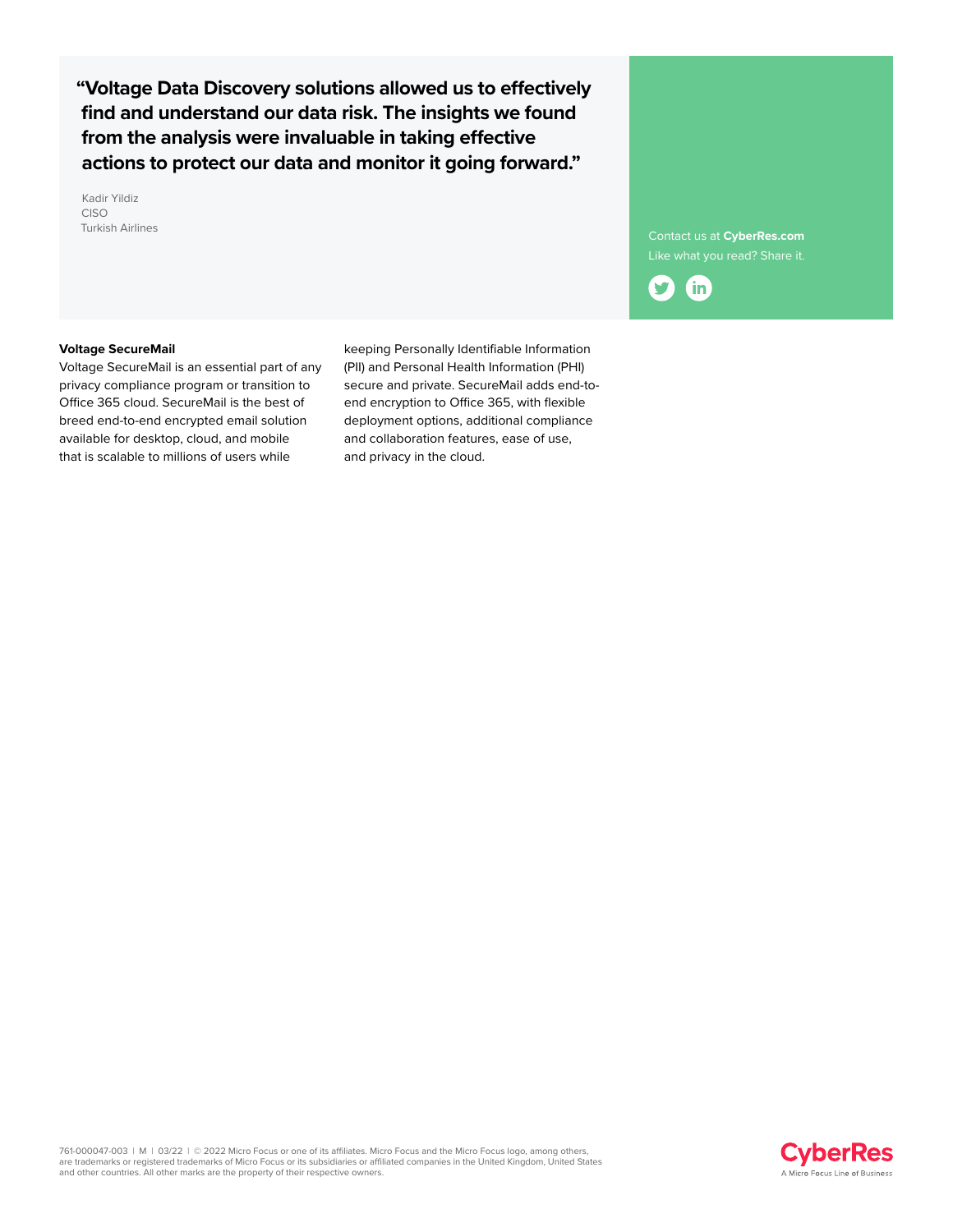**“Voltage Data Discovery solutions allowed us to effectively find and understand our data risk. The insights we found from the analysis were invaluable in taking effective actions to protect our data and monitor it going forward.”**

Kadir Yildiz
CISO
Turkish Airlines

Contact us at **CyberRes.com**
Like what you read? Share it.

**Voltage SecureMail**
Voltage SecureMail is an essential part of any privacy compliance program or transition to Office 365 cloud. SecureMail is the best of breed end-to-end encrypted email solution available for desktop, cloud, and mobile that is scalable to millions of users while keeping Personally Identifiable Information (PII) and Personal Health Information (PHI) secure and private. SecureMail adds end-to-end encryption to Office 365, with flexible deployment options, additional compliance and collaboration features, ease of use, and privacy in the cloud.

761-000047-003 | M | 03/22 | © 2022 Micro Focus or one of its affiliates. Micro Focus and the Micro Focus logo, among others, are trademarks or registered trademarks of Micro Focus or its subsidiaries or affiliated companies in the United Kingdom, United States and other countries. All other marks are the property of their respective owners.

CyberRes
A Micro Focus Line of Business